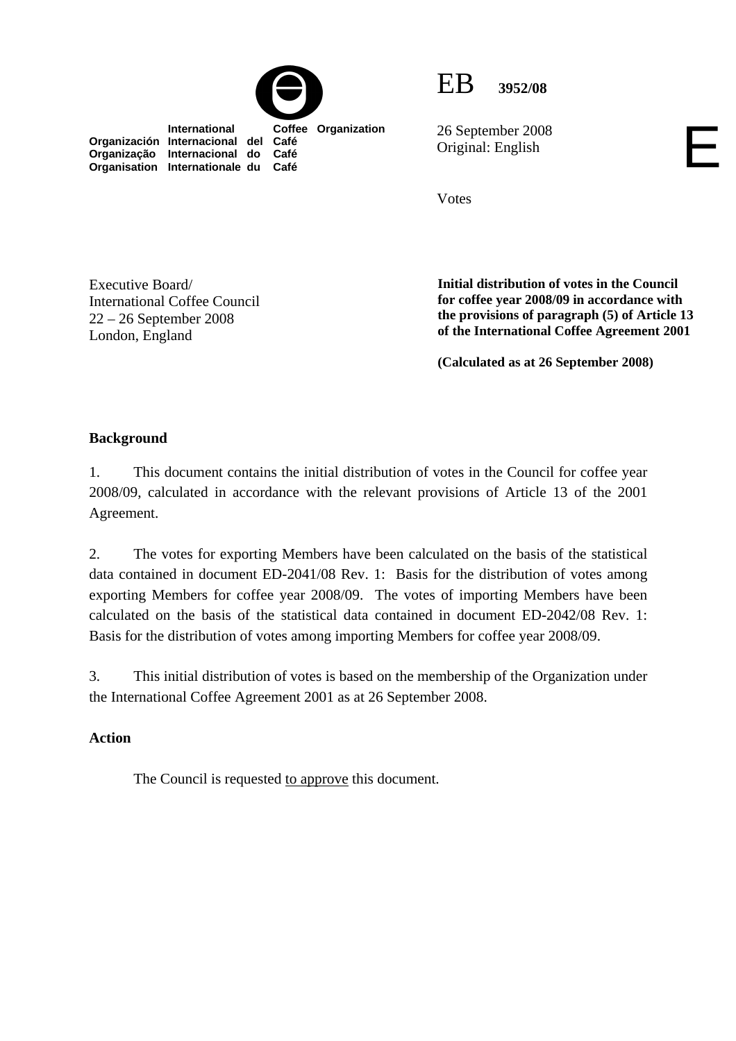International Coffee Organization
Organización Internacional del Café
Organização Internacional do Café
Organisation Internationale du Café

EB 3952/08

26 September 2008
Original: English

E

Votes

Executive Board/
International Coffee Council
22 – 26 September 2008
London, England

**Initial distribution of votes in the Council for coffee year 2008/09 in accordance with the provisions of paragraph (5) of Article 13 of the International Coffee Agreement 2001**

**(Calculated as at 26 September 2008)**

## Background

1. This document contains the initial distribution of votes in the Council for coffee year 2008/09, calculated in accordance with the relevant provisions of Article 13 of the 2001 Agreement.

2. The votes for exporting Members have been calculated on the basis of the statistical data contained in document ED-2041/08 Rev. 1: Basis for the distribution of votes among exporting Members for coffee year 2008/09. The votes of importing Members have been calculated on the basis of the statistical data contained in document ED-2042/08 Rev. 1: Basis for the distribution of votes among importing Members for coffee year 2008/09.

3. This initial distribution of votes is based on the membership of the Organization under the International Coffee Agreement 2001 as at 26 September 2008.

## Action

The Council is requested to approve this document.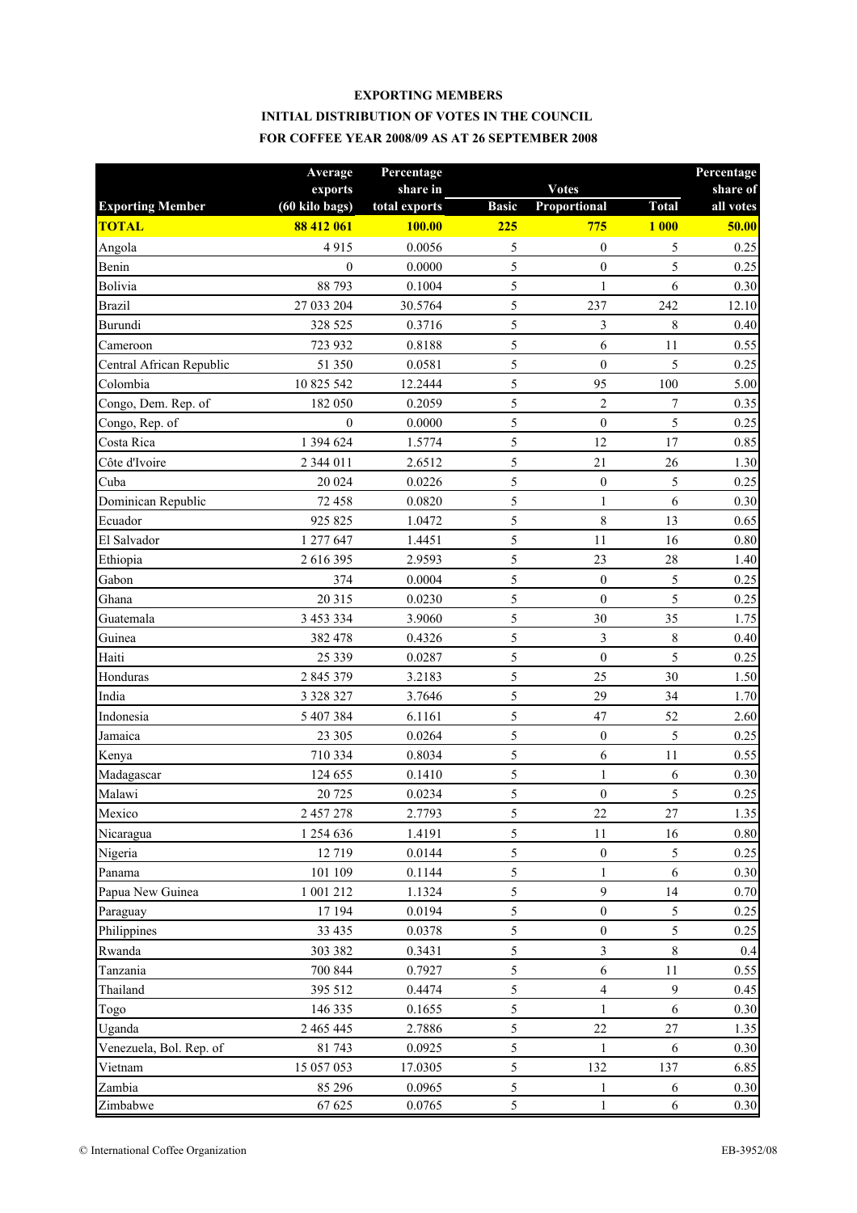# EXPORTING MEMBERS

## INITIAL DISTRIBUTION OF VOTES IN THE COUNCIL

## FOR COFFEE YEAR 2008/09 AS AT 26 SEPTEMBER 2008

| Exporting Member | Average exports (60 kilo bags) | Percentage share in total exports | Votes | | | Percentage share of all votes |
|---|---|---|---|---|---|---|
| | | | Basic | Proportional | Total | |
| **TOTAL** | **88 412 061** | **100.00** | **225** | **775** | **1 000** | **50.00** |
| Angola | 4 915 | 0.0056 | 5 | 0 | 5 | 0.25 |
| Benin | 0 | 0.0000 | 5 | 0 | 5 | 0.25 |
| Bolivia | 88 793 | 0.1004 | 5 | 1 | 6 | 0.30 |
| Brazil | 27 033 204 | 30.5764 | 5 | 237 | 242 | 12.10 |
| Burundi | 328 525 | 0.3716 | 5 | 3 | 8 | 0.40 |
| Cameroon | 723 932 | 0.8188 | 5 | 6 | 11 | 0.55 |
| Central African Republic | 51 350 | 0.0581 | 5 | 0 | 5 | 0.25 |
| Colombia | 10 825 542 | 12.2444 | 5 | 95 | 100 | 5.00 |
| Congo, Dem. Rep. of | 182 050 | 0.2059 | 5 | 2 | 7 | 0.35 |
| Congo, Rep. of | 0 | 0.0000 | 5 | 0 | 5 | 0.25 |
| Costa Rica | 1 394 624 | 1.5774 | 5 | 12 | 17 | 0.85 |
| Côte d'Ivoire | 2 344 011 | 2.6512 | 5 | 21 | 26 | 1.30 |
| Cuba | 20 024 | 0.0226 | 5 | 0 | 5 | 0.25 |
| Dominican Republic | 72 458 | 0.0820 | 5 | 1 | 6 | 0.30 |
| Ecuador | 925 825 | 1.0472 | 5 | 8 | 13 | 0.65 |
| El Salvador | 1 277 647 | 1.4451 | 5 | 11 | 16 | 0.80 |
| Ethiopia | 2 616 395 | 2.9593 | 5 | 23 | 28 | 1.40 |
| Gabon | 374 | 0.0004 | 5 | 0 | 5 | 0.25 |
| Ghana | 20 315 | 0.0230 | 5 | 0 | 5 | 0.25 |
| Guatemala | 3 453 334 | 3.9060 | 5 | 30 | 35 | 1.75 |
| Guinea | 382 478 | 0.4326 | 5 | 3 | 8 | 0.40 |
| Haiti | 25 339 | 0.0287 | 5 | 0 | 5 | 0.25 |
| Honduras | 2 845 379 | 3.2183 | 5 | 25 | 30 | 1.50 |
| India | 3 328 327 | 3.7646 | 5 | 29 | 34 | 1.70 |
| Indonesia | 5 407 384 | 6.1161 | 5 | 47 | 52 | 2.60 |
| Jamaica | 23 305 | 0.0264 | 5 | 0 | 5 | 0.25 |
| Kenya | 710 334 | 0.8034 | 5 | 6 | 11 | 0.55 |
| Madagascar | 124 655 | 0.1410 | 5 | 1 | 6 | 0.30 |
| Malawi | 20 725 | 0.0234 | 5 | 0 | 5 | 0.25 |
| Mexico | 2 457 278 | 2.7793 | 5 | 22 | 27 | 1.35 |
| Nicaragua | 1 254 636 | 1.4191 | 5 | 11 | 16 | 0.80 |
| Nigeria | 12 719 | 0.0144 | 5 | 0 | 5 | 0.25 |
| Panama | 101 109 | 0.1144 | 5 | 1 | 6 | 0.30 |
| Papua New Guinea | 1 001 212 | 1.1324 | 5 | 9 | 14 | 0.70 |
| Paraguay | 17 194 | 0.0194 | 5 | 0 | 5 | 0.25 |
| Philippines | 33 435 | 0.0378 | 5 | 0 | 5 | 0.25 |
| Rwanda | 303 382 | 0.3431 | 5 | 3 | 8 | 0.4 |
| Tanzania | 700 844 | 0.7927 | 5 | 6 | 11 | 0.55 |
| Thailand | 395 512 | 0.4474 | 5 | 4 | 9 | 0.45 |
| Togo | 146 335 | 0.1655 | 5 | 1 | 6 | 0.30 |
| Uganda | 2 465 445 | 2.7886 | 5 | 22 | 27 | 1.35 |
| Venezuela, Bol. Rep. of | 81 743 | 0.0925 | 5 | 1 | 6 | 0.30 |
| Vietnam | 15 057 053 | 17.0305 | 5 | 132 | 137 | 6.85 |
| Zambia | 85 296 | 0.0965 | 5 | 1 | 6 | 0.30 |
| Zimbabwe | 67 625 | 0.0765 | 5 | 1 | 6 | 0.30 |

© International Coffee Organization EB-3952/08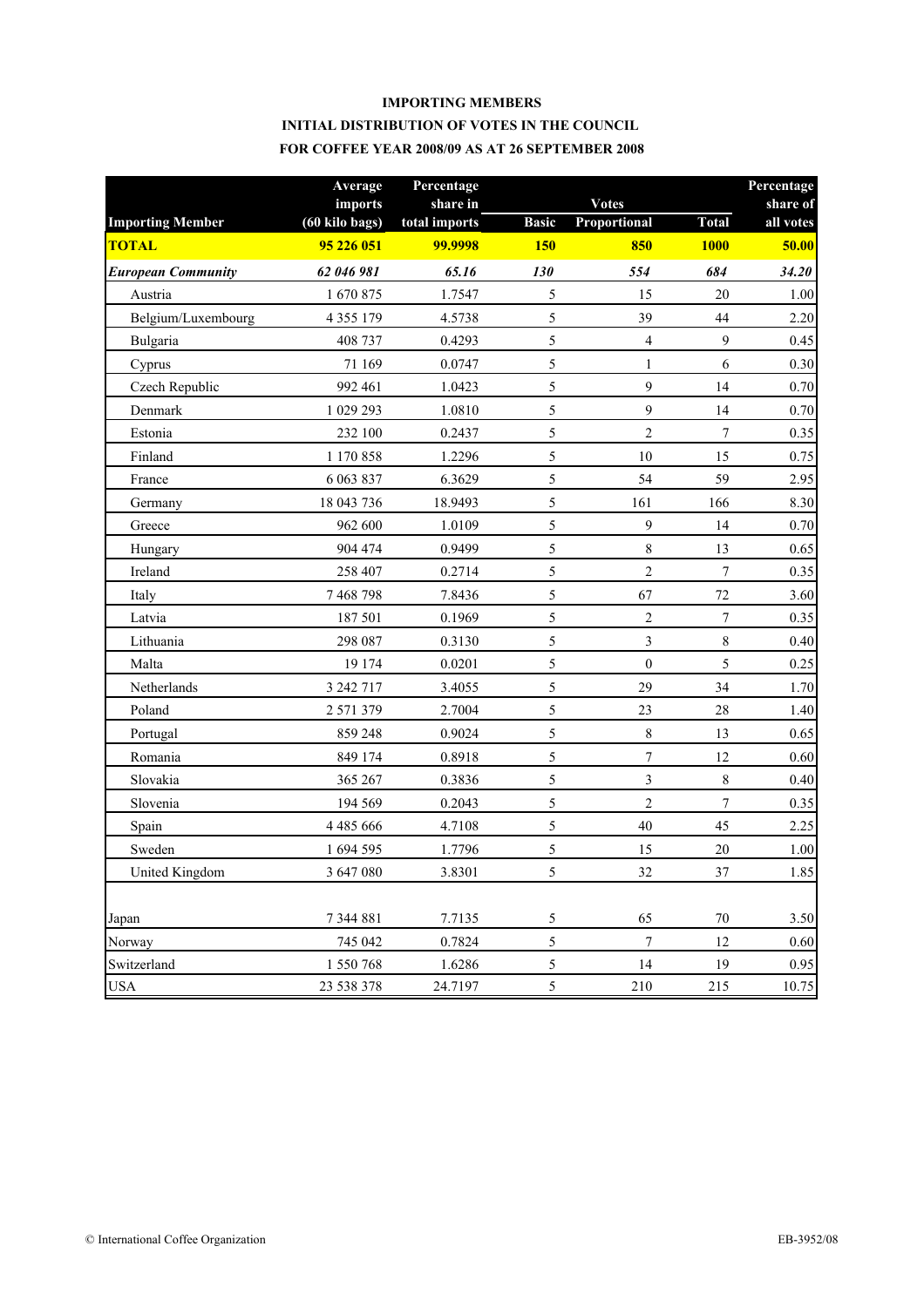**IMPORTING MEMBERS**

**INITIAL DISTRIBUTION OF VOTES IN THE COUNCIL**

**FOR COFFEE YEAR 2008/09 AS AT 26 SEPTEMBER 2008**

| Importing Member | Average imports (60 kilo bags) | Percentage share in total imports | Votes | | | Percentage share of all votes |
|---|---|---|---|---|---|---|
| | | | Basic | Proportional | Total | |
| **TOTAL** | **95 226 051** | **99.9998** | **150** | **850** | **1000** | **50.00** |
| ***European Community*** | ***62 046 981*** | ***65.16*** | ***130*** | ***554*** | ***684*** | ***34.20*** |
| Austria | 1 670 875 | 1.7547 | 5 | 15 | 20 | 1.00 |
| Belgium/Luxembourg | 4 355 179 | 4.5738 | 5 | 39 | 44 | 2.20 |
| Bulgaria | 408 737 | 0.4293 | 5 | 4 | 9 | 0.45 |
| Cyprus | 71 169 | 0.0747 | 5 | 1 | 6 | 0.30 |
| Czech Republic | 992 461 | 1.0423 | 5 | 9 | 14 | 0.70 |
| Denmark | 1 029 293 | 1.0810 | 5 | 9 | 14 | 0.70 |
| Estonia | 232 100 | 0.2437 | 5 | 2 | 7 | 0.35 |
| Finland | 1 170 858 | 1.2296 | 5 | 10 | 15 | 0.75 |
| France | 6 063 837 | 6.3629 | 5 | 54 | 59 | 2.95 |
| Germany | 18 043 736 | 18.9493 | 5 | 161 | 166 | 8.30 |
| Greece | 962 600 | 1.0109 | 5 | 9 | 14 | 0.70 |
| Hungary | 904 474 | 0.9499 | 5 | 8 | 13 | 0.65 |
| Ireland | 258 407 | 0.2714 | 5 | 2 | 7 | 0.35 |
| Italy | 7 468 798 | 7.8436 | 5 | 67 | 72 | 3.60 |
| Latvia | 187 501 | 0.1969 | 5 | 2 | 7 | 0.35 |
| Lithuania | 298 087 | 0.3130 | 5 | 3 | 8 | 0.40 |
| Malta | 19 174 | 0.0201 | 5 | 0 | 5 | 0.25 |
| Netherlands | 3 242 717 | 3.4055 | 5 | 29 | 34 | 1.70 |
| Poland | 2 571 379 | 2.7004 | 5 | 23 | 28 | 1.40 |
| Portugal | 859 248 | 0.9024 | 5 | 8 | 13 | 0.65 |
| Romania | 849 174 | 0.8918 | 5 | 7 | 12 | 0.60 |
| Slovakia | 365 267 | 0.3836 | 5 | 3 | 8 | 0.40 |
| Slovenia | 194 569 | 0.2043 | 5 | 2 | 7 | 0.35 |
| Spain | 4 485 666 | 4.7108 | 5 | 40 | 45 | 2.25 |
| Sweden | 1 694 595 | 1.7796 | 5 | 15 | 20 | 1.00 |
| United Kingdom | 3 647 080 | 3.8301 | 5 | 32 | 37 | 1.85 |
| | | | | | | |
| Japan | 7 344 881 | 7.7135 | 5 | 65 | 70 | 3.50 |
| Norway | 745 042 | 0.7824 | 5 | 7 | 12 | 0.60 |
| Switzerland | 1 550 768 | 1.6286 | 5 | 14 | 19 | 0.95 |
| USA | 23 538 378 | 24.7197 | 5 | 210 | 215 | 10.75 |